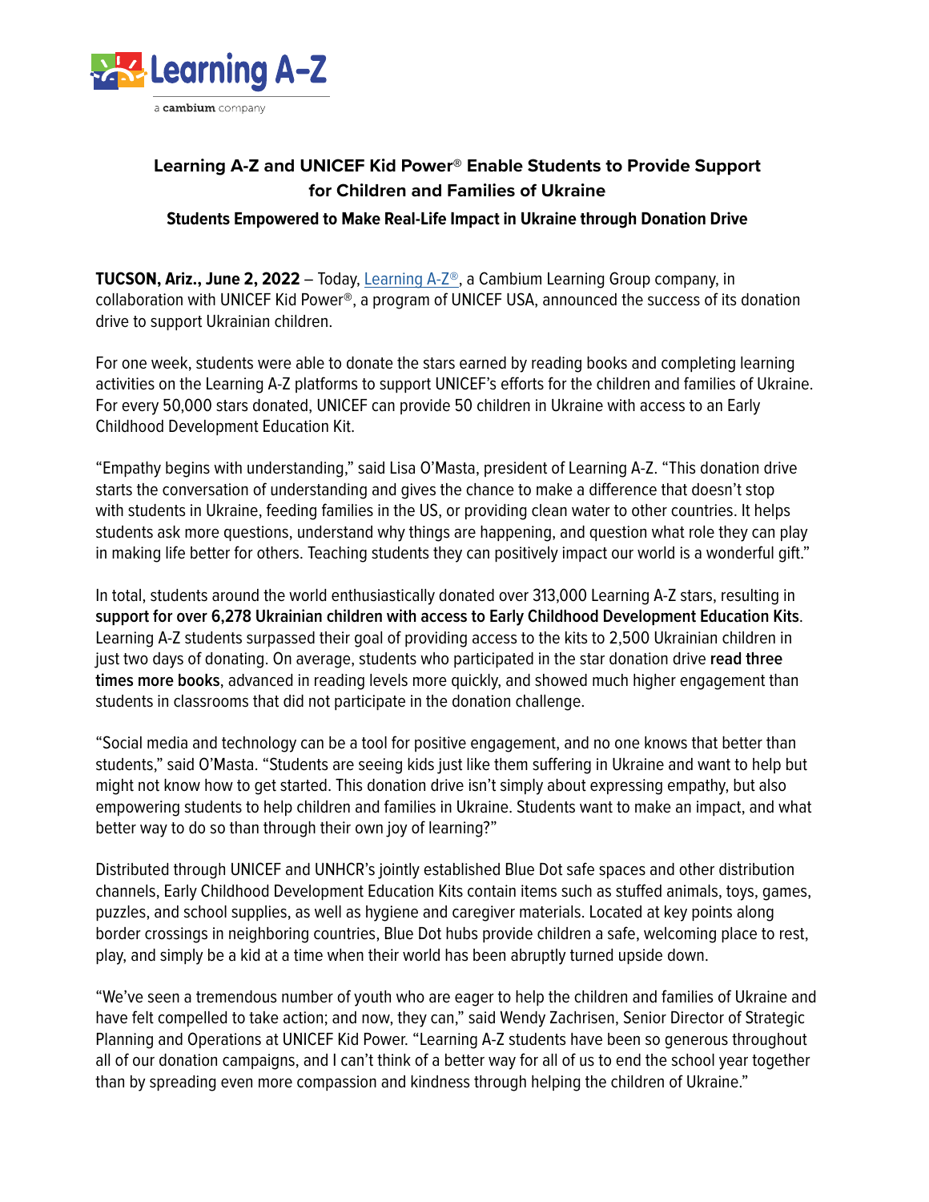# Learning A-Z and UNICEF Kid Power® Enable Students to Provide Support for Children and Families of Ukraine

## Students Empowered to Make Real-Life Impact in Ukraine through Donation Drive

**TUCSON, Ariz., June 2, 2022** – Today, Learning A-Z®, a Cambium Learning Group company, in collaboration with UNICEF Kid Power®, a program of UNICEF USA, announced the success of its donation drive to support Ukrainian children.

For one week, students were able to donate the stars earned by reading books and completing learning activities on the Learning A-Z platforms to support UNICEF's efforts for the children and families of Ukraine. For every 50,000 stars donated, UNICEF can provide 50 children in Ukraine with access to an Early Childhood Development Education Kit.

"Empathy begins with understanding," said Lisa O'Masta, president of Learning A-Z. "This donation drive starts the conversation of understanding and gives the chance to make a difference that doesn't stop with students in Ukraine, feeding families in the US, or providing clean water to other countries. It helps students ask more questions, understand why things are happening, and question what role they can play in making life better for others. Teaching students they can positively impact our world is a wonderful gift."

In total, students around the world enthusiastically donated over 313,000 Learning A-Z stars, resulting in **support for over 6,278 Ukrainian children with access to Early Childhood Development Education Kits**. Learning A-Z students surpassed their goal of providing access to the kits to 2,500 Ukrainian children in just two days of donating. On average, students who participated in the star donation drive **read three times more books**, advanced in reading levels more quickly, and showed much higher engagement than students in classrooms that did not participate in the donation challenge.

"Social media and technology can be a tool for positive engagement, and no one knows that better than students," said O'Masta. "Students are seeing kids just like them suffering in Ukraine and want to help but might not know how to get started. This donation drive isn't simply about expressing empathy, but also empowering students to help children and families in Ukraine. Students want to make an impact, and what better way to do so than through their own joy of learning?"

Distributed through UNICEF and UNHCR's jointly established Blue Dot safe spaces and other distribution channels, Early Childhood Development Education Kits contain items such as stuffed animals, toys, games, puzzles, and school supplies, as well as hygiene and caregiver materials. Located at key points along border crossings in neighboring countries, Blue Dot hubs provide children a safe, welcoming place to rest, play, and simply be a kid at a time when their world has been abruptly turned upside down.

"We've seen a tremendous number of youth who are eager to help the children and families of Ukraine and have felt compelled to take action; and now, they can," said Wendy Zachrisen, Senior Director of Strategic Planning and Operations at UNICEF Kid Power. "Learning A-Z students have been so generous throughout all of our donation campaigns, and I can't think of a better way for all of us to end the school year together than by spreading even more compassion and kindness through helping the children of Ukraine."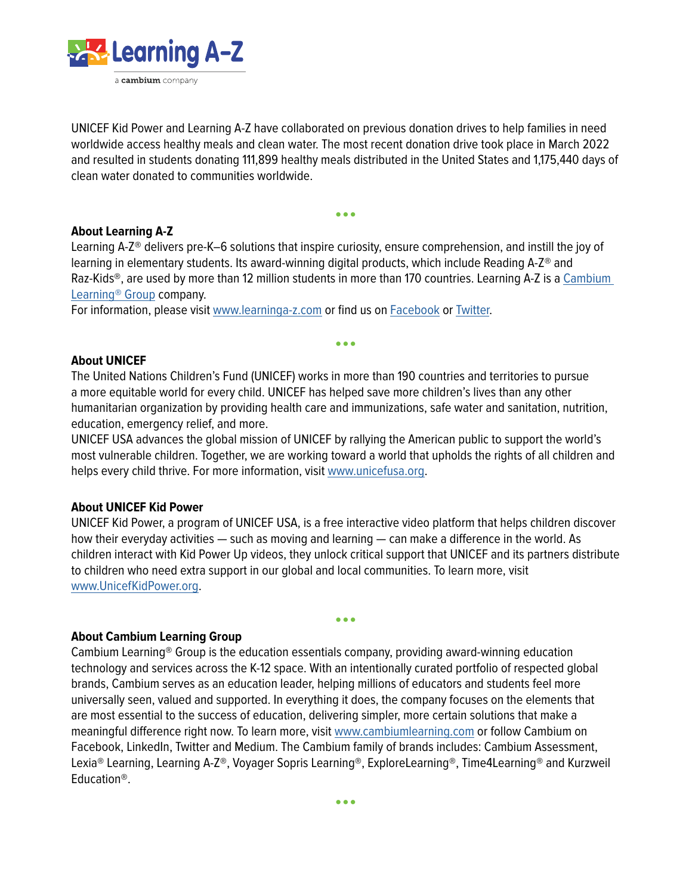UNICEF Kid Power and Learning A-Z have collaborated on previous donation drives to help families in need worldwide access healthy meals and clean water. The most recent donation drive took place in March 2022 and resulted in students donating 111,899 healthy meals distributed in the United States and 1,175,440 days of clean water donated to communities worldwide.

•••

**About Learning A-Z**

Learning A-Z® delivers pre-K–6 solutions that inspire curiosity, ensure comprehension, and instill the joy of learning in elementary students. Its award-winning digital products, which include Reading A-Z® and Raz-Kids®, are used by more than 12 million students in more than 170 countries. Learning A-Z is a Cambium Learning® Group company.

For information, please visit www.learninga-z.com or find us on Facebook or Twitter.

•••

**About UNICEF**

The United Nations Children's Fund (UNICEF) works in more than 190 countries and territories to pursue a more equitable world for every child. UNICEF has helped save more children's lives than any other humanitarian organization by providing health care and immunizations, safe water and sanitation, nutrition, education, emergency relief, and more.

UNICEF USA advances the global mission of UNICEF by rallying the American public to support the world's most vulnerable children. Together, we are working toward a world that upholds the rights of all children and helps every child thrive. For more information, visit www.unicefusa.org.

**About UNICEF Kid Power**

UNICEF Kid Power, a program of UNICEF USA, is a free interactive video platform that helps children discover how their everyday activities — such as moving and learning — can make a difference in the world. As children interact with Kid Power Up videos, they unlock critical support that UNICEF and its partners distribute to children who need extra support in our global and local communities. To learn more, visit www.UnicefKidPower.org.

•••

**About Cambium Learning Group**

Cambium Learning® Group is the education essentials company, providing award-winning education technology and services across the K-12 space. With an intentionally curated portfolio of respected global brands, Cambium serves as an education leader, helping millions of educators and students feel more universally seen, valued and supported. In everything it does, the company focuses on the elements that are most essential to the success of education, delivering simpler, more certain solutions that make a meaningful difference right now. To learn more, visit www.cambiumlearning.com or follow Cambium on Facebook, LinkedIn, Twitter and Medium. The Cambium family of brands includes: Cambium Assessment, Lexia® Learning, Learning A-Z®, Voyager Sopris Learning®, ExploreLearning®, Time4Learning® and Kurzweil Education®.

•••